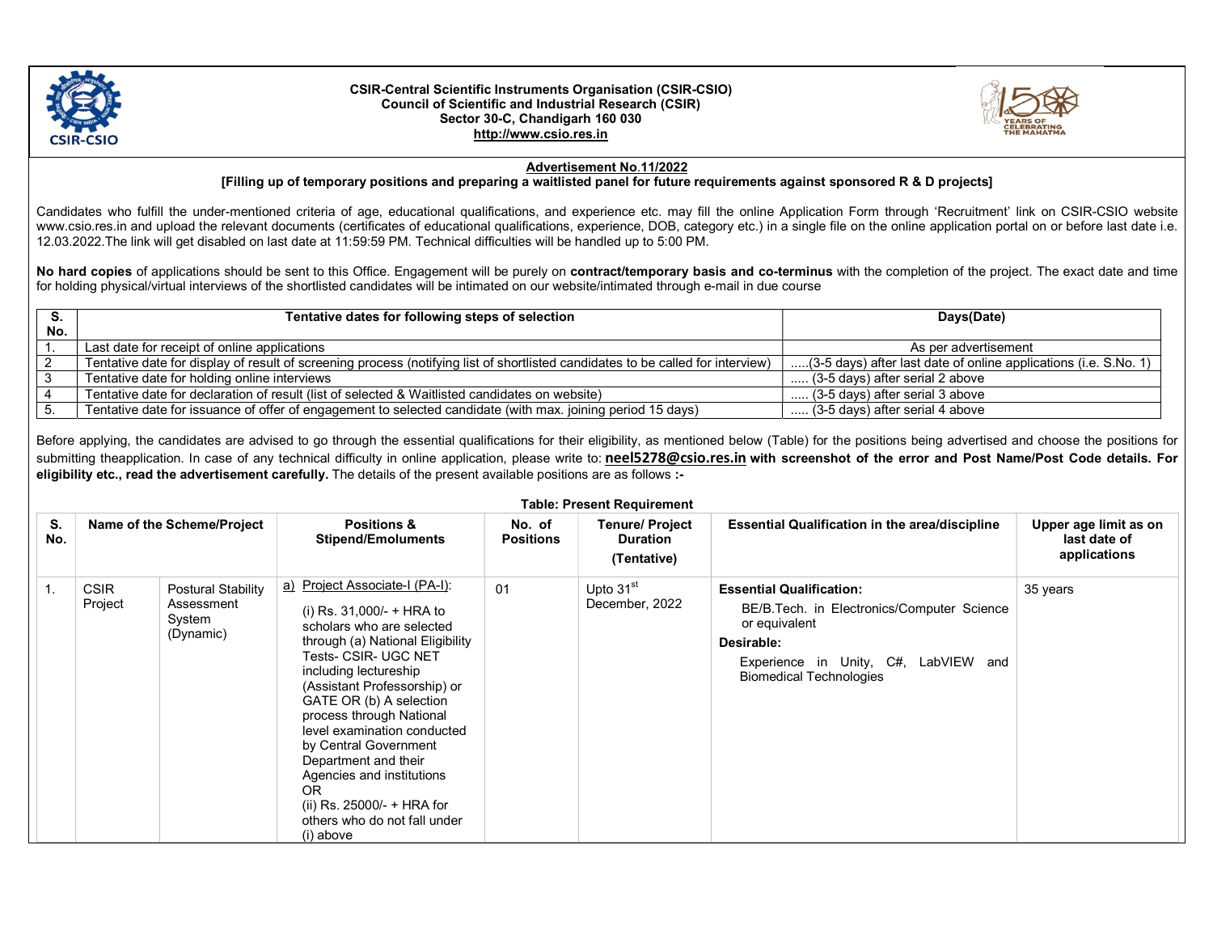**CSIR-Central Scientific Instruments Organisation (CSIR-CSIO)**
**Council of Scientific and Industrial Research (CSIR)**
**Sector 30-C, Chandigarh 160 030**
**http://www.csio.res.in**

## Advertisement No.11/2022

**[Filling up of temporary positions and preparing a waitlisted panel for future requirements against sponsored R & D projects]**

Candidates who fulfill the under-mentioned criteria of age, educational qualifications, and experience etc. may fill the online Application Form through 'Recruitment' link on CSIR-CSIO website www.csio.res.in and upload the relevant documents (certificates of educational qualifications, experience, DOB, category etc.) in a single file on the online application portal on or before last date i.e. 12.03.2022.The link will get disabled on last date at 11:59:59 PM. Technical difficulties will be handled up to 5:00 PM.

**No hard copies** of applications should be sent to this Office. Engagement will be purely on **contract/temporary basis and co-terminus** with the completion of the project. The exact date and time for holding physical/virtual interviews of the shortlisted candidates will be intimated on our website/intimated through e-mail in due course

| S. No. | Tentative dates for following steps of selection | Days(Date) |
|---|---|---|
| 1. | Last date for receipt of online applications | As per advertisement |
| 2 | Tentative date for display of result of screening process (notifying list of shortlisted candidates to be called for interview) | .....(3-5 days) after last date of online applications (i.e. S.No. 1) |
| 3 | Tentative date for holding online interviews | ..... (3-5 days) after serial 2 above |
| 4 | Tentative date for declaration of result (list of selected & Waitlisted candidates on website) | ..... (3-5 days) after serial 3 above |
| 5. | Tentative date for issuance of offer of engagement to selected candidate (with max. joining period 15 days) | ..... (3-5 days) after serial 4 above |

Before applying, the candidates are advised to go through the essential qualifications for their eligibility, as mentioned below (Table) for the positions being advertised and choose the positions for submitting theapplication. In case of any technical difficulty in online application, please write to: **neel5278@csio.res.in with screenshot of the error and Post Name/Post Code details. For eligibility etc., read the advertisement carefully.** The details of the present available positions are as follows **:-**

**Table: Present Requirement**

| S. No. | Name of the Scheme/Project | | Positions & Stipend/Emoluments | No. of Positions | Tenure/ Project Duration (Tentative) | Essential Qualification in the area/discipline | Upper age limit as on last date of applications |
|---|---|---|---|---|---|---|---|
| 1. | CSIR Project | Postural Stability Assessment System (Dynamic) | a) Project Associate-I (PA-I): (i) Rs. 31,000/- + HRA to scholars who are selected through (a) National Eligibility Tests- CSIR- UGC NET including lectureship (Assistant Professorship) or GATE OR (b) A selection process through National level examination conducted by Central Government Department and their Agencies and institutions OR (ii) Rs. 25000/- + HRA for others who do not fall under (i) above | 01 | Upto 31st December, 2022 | **Essential Qualification:** BE/B.Tech. in Electronics/Computer Science or equivalent **Desirable:** Experience in Unity, C#, LabVIEW and Biomedical Technologies | 35 years |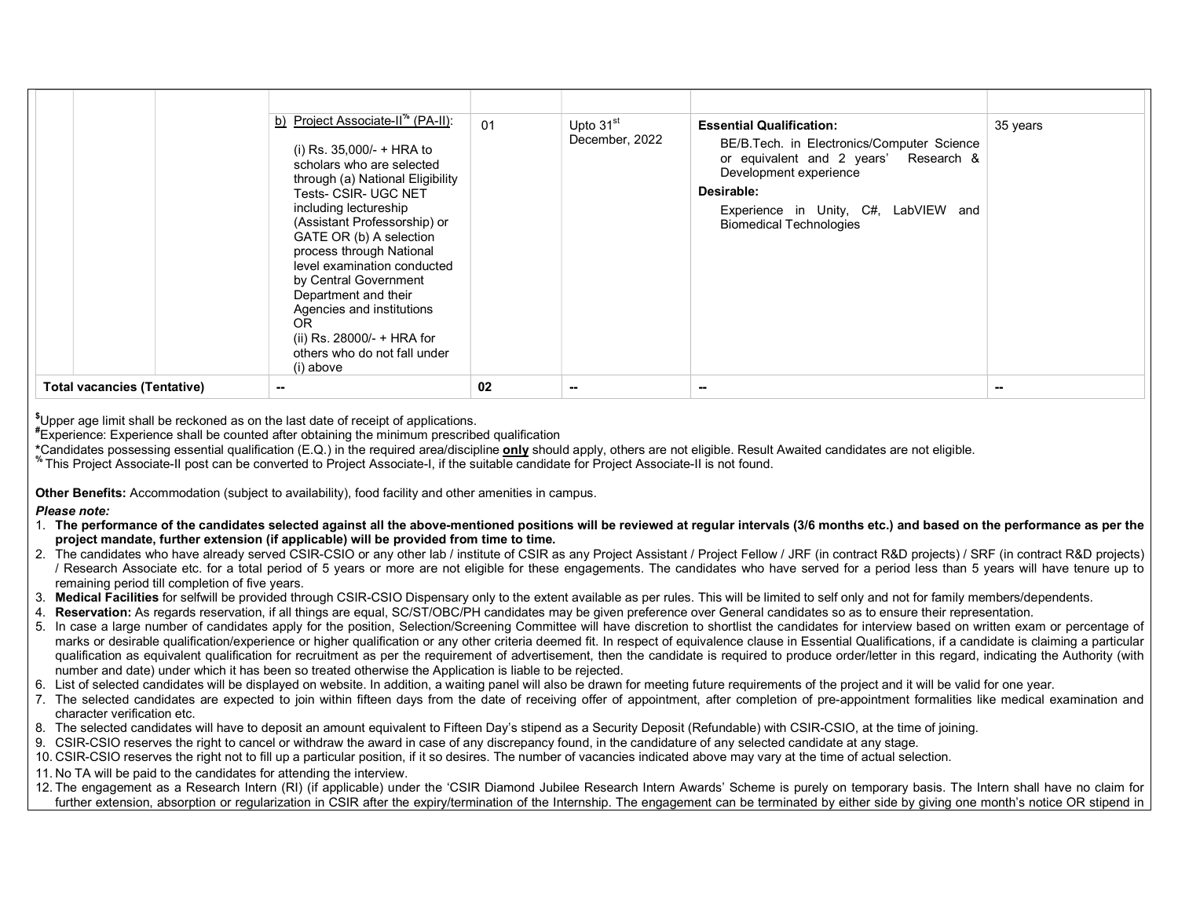| | | | | | | |
|---|---|---|---|---|---|---|
| | | | | | | |
| | | b) Project Associate-II[%] (PA-II):<br><br>(i) Rs. 35,000/- + HRA to scholars who are selected through (a) National Eligibility Tests- CSIR- UGC NET including lectureship (Assistant Professorship) or GATE OR (b) A selection process through National level examination conducted by Central Government Department and their Agencies and institutions OR<br>(ii) Rs. 28000/- + HRA for others who do not fall under (i) above | 01 | Upto 31[st] December, 2022 | **Essential Qualification:**<br>BE/B.Tech. in Electronics/Computer Science or equivalent and 2 years' Research & Development experience<br>**Desirable:**<br>Experience in Unity, C#, LabVIEW and Biomedical Technologies | 35 years |
| **Total vacancies (Tentative)** | | | -- | **02** | -- | -- | -- |

[$]Upper age limit shall be reckoned as on the last date of receipt of applications.
[#]Experience: Experience shall be counted after obtaining the minimum prescribed qualification
*Candidates possessing essential qualification (E.Q.) in the required area/discipline **only** should apply, others are not eligible. Result Awaited candidates are not eligible.
[%] This Project Associate-II post can be converted to Project Associate-I, if the suitable candidate for Project Associate-II is not found.

**Other Benefits:** Accommodation (subject to availability), food facility and other amenities in campus.

***Please note:***

1. **The performance of the candidates selected against all the above-mentioned positions will be reviewed at regular intervals (3/6 months etc.) and based on the performance as per the project mandate, further extension (if applicable) will be provided from time to time.**
2. The candidates who have already served CSIR-CSIO or any other lab / institute of CSIR as any Project Assistant / Project Fellow / JRF (in contract R&D projects) / SRF (in contract R&D projects) / Research Associate etc. for a total period of 5 years or more are not eligible for these engagements. The candidates who have served for a period less than 5 years will have tenure up to remaining period till completion of five years.
3. **Medical Facilities** for selfwill be provided through CSIR-CSIO Dispensary only to the extent available as per rules. This will be limited to self only and not for family members/dependents.
4. **Reservation:** As regards reservation, if all things are equal, SC/ST/OBC/PH candidates may be given preference over General candidates so as to ensure their representation.
5. In case a large number of candidates apply for the position, Selection/Screening Committee will have discretion to shortlist the candidates for interview based on written exam or percentage of marks or desirable qualification/experience or higher qualification or any other criteria deemed fit. In respect of equivalence clause in Essential Qualifications, if a candidate is claiming a particular qualification as equivalent qualification for recruitment as per the requirement of advertisement, then the candidate is required to produce order/letter in this regard, indicating the Authority (with number and date) under which it has been so treated otherwise the Application is liable to be rejected.
6. List of selected candidates will be displayed on website. In addition, a waiting panel will also be drawn for meeting future requirements of the project and it will be valid for one year.
7. The selected candidates are expected to join within fifteen days from the date of receiving offer of appointment, after completion of pre-appointment formalities like medical examination and character verification etc.
8. The selected candidates will have to deposit an amount equivalent to Fifteen Day's stipend as a Security Deposit (Refundable) with CSIR-CSIO, at the time of joining.
9. CSIR-CSIO reserves the right to cancel or withdraw the award in case of any discrepancy found, in the candidature of any selected candidate at any stage.
10. CSIR-CSIO reserves the right not to fill up a particular position, if it so desires. The number of vacancies indicated above may vary at the time of actual selection.
11. No TA will be paid to the candidates for attending the interview.
12. The engagement as a Research Intern (RI) (if applicable) under the 'CSIR Diamond Jubilee Research Intern Awards' Scheme is purely on temporary basis. The Intern shall have no claim for further extension, absorption or regularization in CSIR after the expiry/termination of the Internship. The engagement can be terminated by either side by giving one month's notice OR stipend in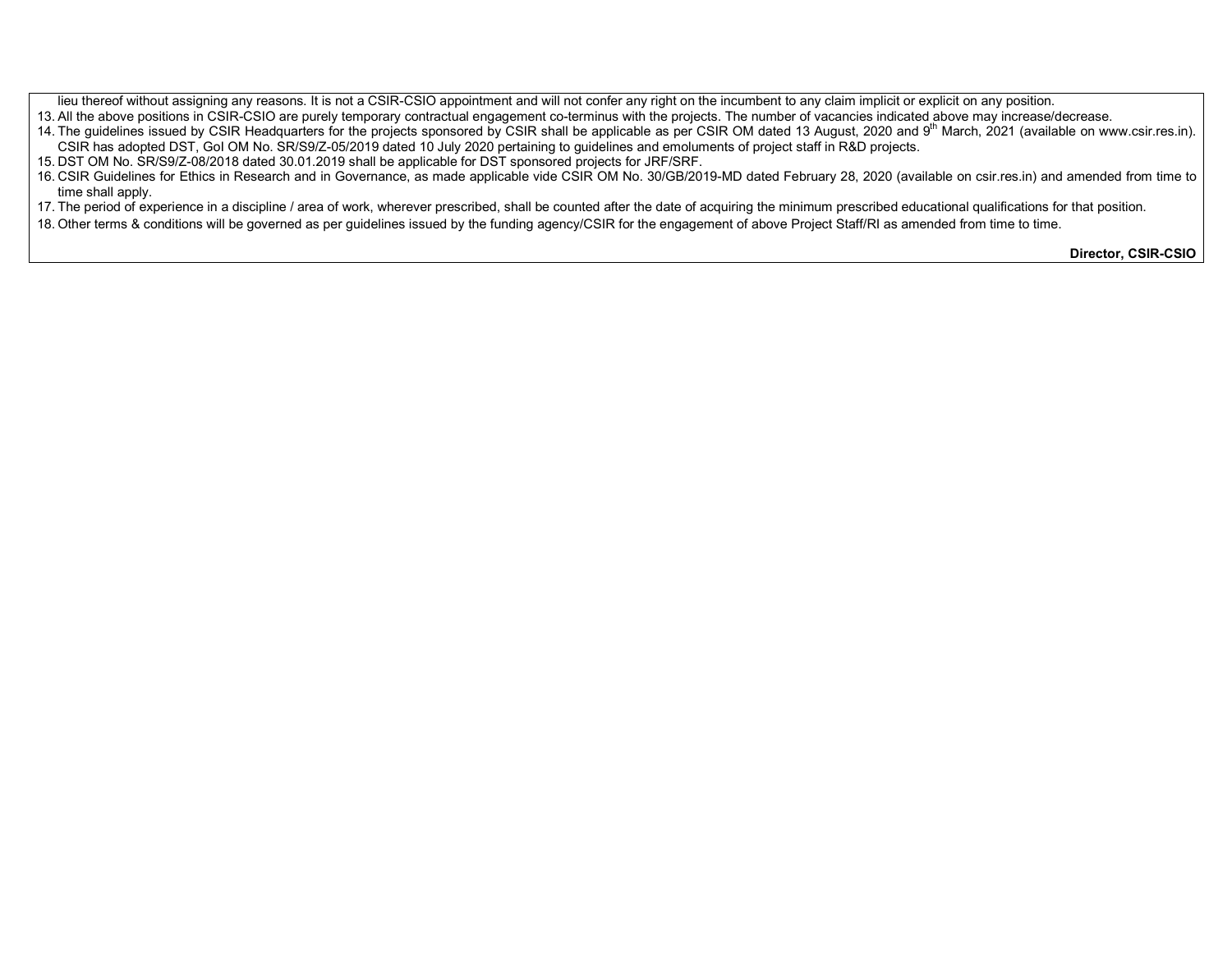lieu thereof without assigning any reasons. It is not a CSIR-CSIO appointment and will not confer any right on the incumbent to any claim implicit or explicit on any position.

13. All the above positions in CSIR-CSIO are purely temporary contractual engagement co-terminus with the projects. The number of vacancies indicated above may increase/decrease.
14. The guidelines issued by CSIR Headquarters for the projects sponsored by CSIR shall be applicable as per CSIR OM dated 13 August, 2020 and 9th March, 2021 (available on www.csir.res.in). CSIR has adopted DST, GoI OM No. SR/S9/Z-05/2019 dated 10 July 2020 pertaining to guidelines and emoluments of project staff in R&D projects.
15. DST OM No. SR/S9/Z-08/2018 dated 30.01.2019 shall be applicable for DST sponsored projects for JRF/SRF.
16. CSIR Guidelines for Ethics in Research and in Governance, as made applicable vide CSIR OM No. 30/GB/2019-MD dated February 28, 2020 (available on csir.res.in) and amended from time to time shall apply.
17. The period of experience in a discipline / area of work, wherever prescribed, shall be counted after the date of acquiring the minimum prescribed educational qualifications for that position.
18. Other terms & conditions will be governed as per guidelines issued by the funding agency/CSIR for the engagement of above Project Staff/RI as amended from time to time.

**Director, CSIR-CSIO**